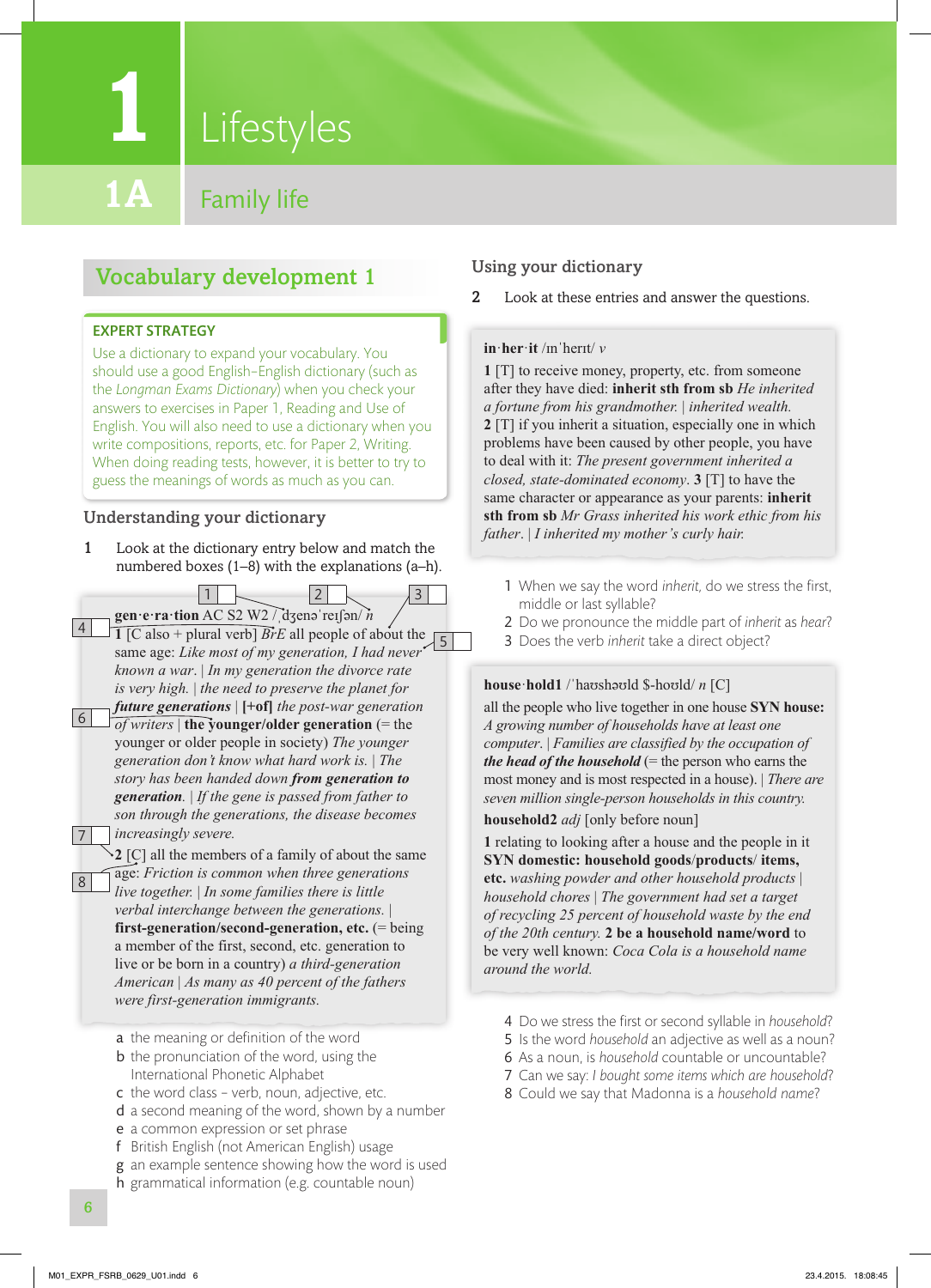# 1 Lifestyles

## 1A Family life

## Vocabulary development 1

**EXPERT STRATEGY**

Use a dictionary to expand your vocabulary. You should use a good English–English dictionary (such as the *Longman Exams Dictionary*) when you check your answers to exercises in Paper 1, Reading and Use of English. You will also need to use a dictionary when you write compositions, reports, etc. for Paper 2, Writing. When doing reading tests, however, it is better to try to guess the meanings of words as much as you can.

### Understanding your dictionary

1 Look at the dictionary entry below and match the numbered boxes (1–8) with the explanations (a–h).

> 1 [ ] 2 [ ] 3 [ ]
>
> 4 [ ] **gen·e·ra·tion** AC S2 W2 /ˌdʒenəˈreɪʃən/ *n* 5 [ ]
> **1** [C also + plural verb] *BrE* all people of about the same age: *Like most of my generation, I had never known a war.* | *In my generation the divorce rate is very high.* | *the need to preserve the planet for*
> 6 [ ] ***future generations*** | **[+of]** *the post-war generation of writers* | **the younger/older generation** (= the younger or older people in society) *The younger generation don't know what hard work is.* | *The story has been handed down* ***from generation to generation***. | *If the gene is passed from father to son through the generations, the disease becomes*
> 7 [ ] *increasingly severe.*
> 8 [ ] **2** [C] all the members of a family of about the same age: *Friction is common when three generations live together.* | *In some families there is little verbal interchange between the generations.* | **first-generation/second-generation, etc.** (= being a member of the first, second, etc. generation to live or be born in a country) *a third-generation American* | *As many as 40 percent of the fathers were first-generation immigrants.*

a the meaning or definition of the word
b the pronunciation of the word, using the International Phonetic Alphabet
c the word class – verb, noun, adjective, etc.
d a second meaning of the word, shown by a number
e a common expression or set phrase
f British English (not American English) usage
g an example sentence showing how the word is used
h grammatical information (e.g. countable noun)

### Using your dictionary

2 Look at these entries and answer the questions.

> **in·her·it** /ɪnˈherɪt/ *v*
> **1** [T] to receive money, property, etc. from someone after they have died: **inherit sth from sb** *He inherited a fortune from his grandmother.* | *inherited wealth.*
> **2** [T] if you inherit a situation, especially one in which problems have been caused by other people, you have to deal with it: *The present government inherited a closed, state-dominated economy*. **3** [T] to have the same character or appearance as your parents: **inherit sth from sb** *Mr Grass inherited his work ethic from his father*. | *I inherited my mother's curly hair.*

1 When we say the word *inherit*, do we stress the first, middle or last syllable?
2 Do we pronounce the middle part of *inherit* as *hear*?
3 Does the verb *inherit* take a direct object?

> **house·hold1** /ˈhaʊshəʊld $-hoʊld/ *n* [C]
> all the people who live together in one house **SYN house:** *A growing number of households have at least one computer.* | *Families are classified by the occupation of* ***the head of the household*** (= the person who earns the most money and is most respected in a house). | *There are seven million single-person households in this country.*
> **household2** *adj* [only before noun]
> **1** relating to looking after a house and the people in it **SYN domestic: household goods/products/ items, etc.** *washing powder and other household products* | *household chores* | *The government had set a target of recycling 25 percent of household waste by the end of the 20th century.* **2 be a household name/word** to be very well known: *Coca Cola is a household name around the world.*

4 Do we stress the first or second syllable in *household*?
5 Is the word *household* an adjective as well as a noun?
6 As a noun, is *household* countable or uncountable?
7 Can we say: *I bought some items which are household*?
8 Could we say that Madonna is a *household name*?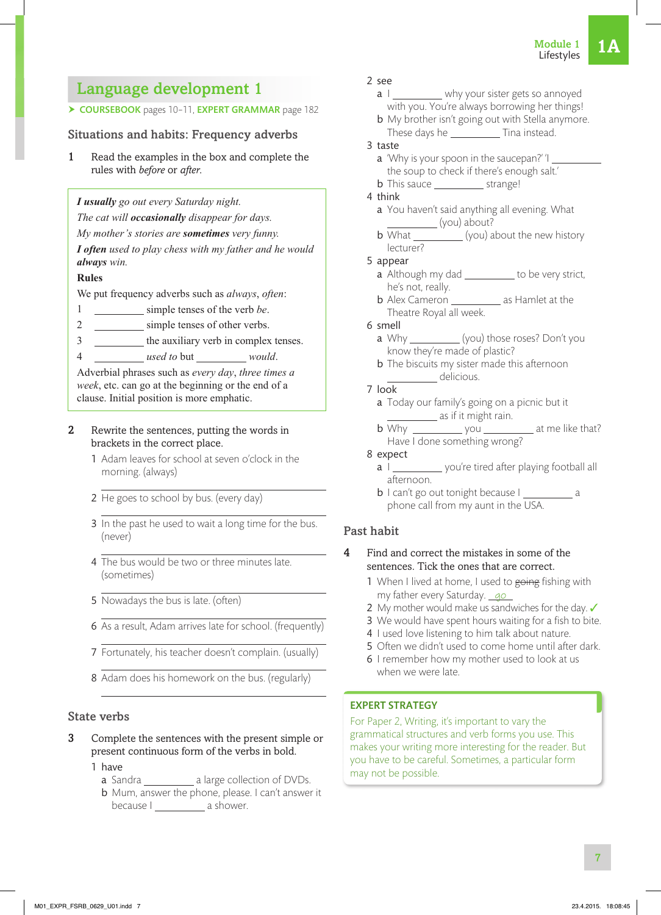## Language development 1

➤ **COURSEBOOK** pages 10–11, **EXPERT GRAMMAR** page 182

### Situations and habits: Frequency adverbs

**1** Read the examples in the box and complete the rules with *before* or *after*.

> ***I usually** go out every Saturday night.*
> *The cat will **occasionally** disappear for days.*
> *My mother's stories are **sometimes** very funny.*
> ***I often** used to play chess with my father and he would **always** win.*
>
> **Rules**
>
> We put frequency adverbs such as *always*, *often*:
>
> 1 __________ simple tenses of the verb *be*.
> 2 __________ simple tenses of other verbs.
> 3 __________ the auxiliary verb in complex tenses.
> 4 __________ *used to* but __________ *would*.
>
> Adverbial phrases such as *every day*, *three times a week*, etc. can go at the beginning or the end of a clause. Initial position is more emphatic.

**2** Rewrite the sentences, putting the words in brackets in the correct place.

1 Adam leaves for school at seven o'clock in the morning. (always)
______________________________
2 He goes to school by bus. (every day)
______________________________
3 In the past he used to wait a long time for the bus. (never)
______________________________
4 The bus would be two or three minutes late. (sometimes)
______________________________
5 Nowadays the bus is late. (often)
______________________________
6 As a result, Adam arrives late for school. (frequently)
______________________________
7 Fortunately, his teacher doesn't complain. (usually)
______________________________
8 Adam does his homework on the bus. (regularly)
______________________________

### State verbs

**3** Complete the sentences with the present simple or present continuous form of the verbs in bold.

1 have
  a Sandra __________ a large collection of DVDs.
  b Mum, answer the phone, please. I can't answer it because I __________ a shower.
2 see
  a I __________ why your sister gets so annoyed with you. You're always borrowing her things!
  b My brother isn't going out with Stella anymore. These days he __________ Tina instead.
3 taste
  a 'Why is your spoon in the saucepan?' 'I __________ the soup to check if there's enough salt.'
  b This sauce __________ strange!
4 think
  a You haven't said anything all evening. What __________ (you) about?
  b What __________ (you) about the new history lecturer?
5 appear
  a Although my dad __________ to be very strict, he's not, really.
  b Alex Cameron __________ as Hamlet at the Theatre Royal all week.
6 smell
  a Why __________ (you) those roses? Don't you know they're made of plastic?
  b The biscuits my sister made this afternoon __________ delicious.
7 look
  a Today our family's going on a picnic but it __________ as if it might rain.
  b Why __________ you __________ at me like that? Have I done something wrong?
8 expect
  a I __________ you're tired after playing football all afternoon.
  b I can't go out tonight because I __________ a phone call from my aunt in the USA.

### Past habit

**4** Find and correct the mistakes in some of the sentences. Tick the ones that are correct.

1 When I lived at home, I used to ~~going~~ fishing with my father every Saturday. *go*
2 My mother would make us sandwiches for the day. ✓
3 We would have spent hours waiting for a fish to bite.
4 I used love listening to him talk about nature.
5 Often we didn't used to come home until after dark.
6 I remember how my mother used to look at us when we were late.

> **EXPERT STRATEGY**
>
> For Paper 2, Writing, it's important to vary the grammatical structures and verb forms you use. This makes your writing more interesting for the reader. But you have to be careful. Sometimes, a particular form may not be possible.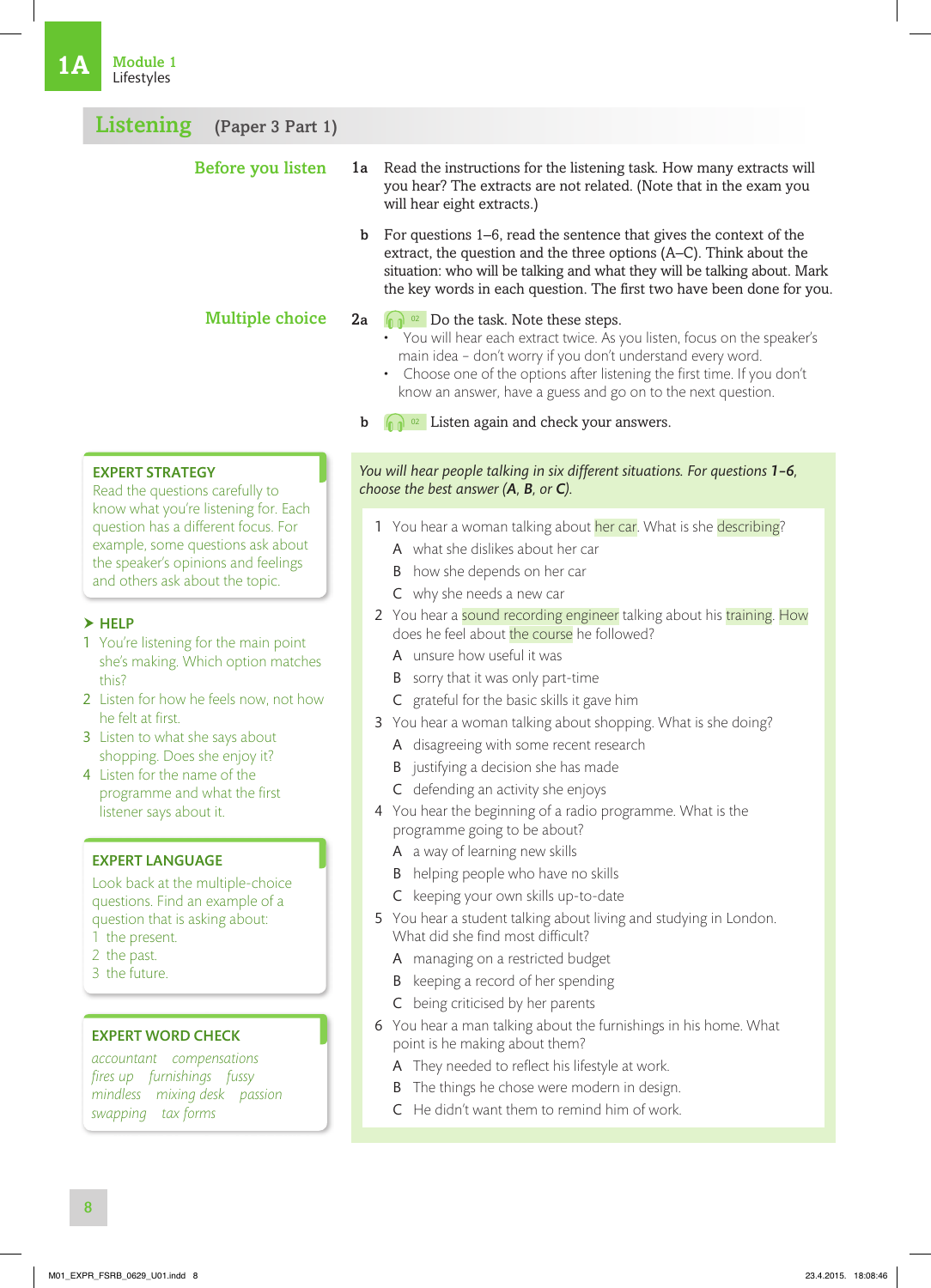# 1A Module 1 Lifestyles

## Listening (Paper 3 Part 1)

### Before you listen

**1a** Read the instructions for the listening task. How many extracts will you hear? The extracts are not related. (Note that in the exam you will hear eight extracts.)

**b** For questions 1–6, read the sentence that gives the context of the extract, the question and the three options (A–C). Think about the situation: who will be talking and what they will be talking about. Mark the key words in each question. The first two have been done for you.

### Multiple choice

**2a** 02 Do the task. Note these steps.

- You will hear each extract twice. As you listen, focus on the speaker's main idea – don't worry if you don't understand every word.
- Choose one of the options after listening the first time. If you don't know an answer, have a guess and go on to the next question.

**b** 02 Listen again and check your answers.

*You will hear people talking in six different situations. For questions **1–6**, choose the best answer (**A**, **B**, or **C**).*

1 You hear a woman talking about her car. What is she describing?
   - A what she dislikes about her car
   - B how she depends on her car
   - C why she needs a new car

2 You hear a sound recording engineer talking about his training. How does he feel about the course he followed?
   - A unsure how useful it was
   - B sorry that it was only part-time
   - C grateful for the basic skills it gave him

3 You hear a woman talking about shopping. What is she doing?
   - A disagreeing with some recent research
   - B justifying a decision she has made
   - C defending an activity she enjoys

4 You hear the beginning of a radio programme. What is the programme going to be about?
   - A a way of learning new skills
   - B helping people who have no skills
   - C keeping your own skills up-to-date

5 You hear a student talking about living and studying in London. What did she find most difficult?
   - A managing on a restricted budget
   - B keeping a record of her spending
   - C being criticised by her parents

6 You hear a man talking about the furnishings in his home. What point is he making about them?
   - A They needed to reflect his lifestyle at work.
   - B The things he chose were modern in design.
   - C He didn't want them to remind him of work.

**EXPERT STRATEGY**

Read the questions carefully to know what you're listening for. Each question has a different focus. For example, some questions ask about the speaker's opinions and feelings and others ask about the topic.

**HELP**

1 You're listening for the main point she's making. Which option matches this?
2 Listen for how he feels now, not how he felt at first.
3 Listen to what she says about shopping. Does she enjoy it?
4 Listen for the name of the programme and what the first listener says about it.

**EXPERT LANGUAGE**

Look back at the multiple-choice questions. Find an example of a question that is asking about:
1 the present.
2 the past.
3 the future.

**EXPERT WORD CHECK**

*accountant compensations fires up furnishings fussy mindless mixing desk passion swapping tax forms*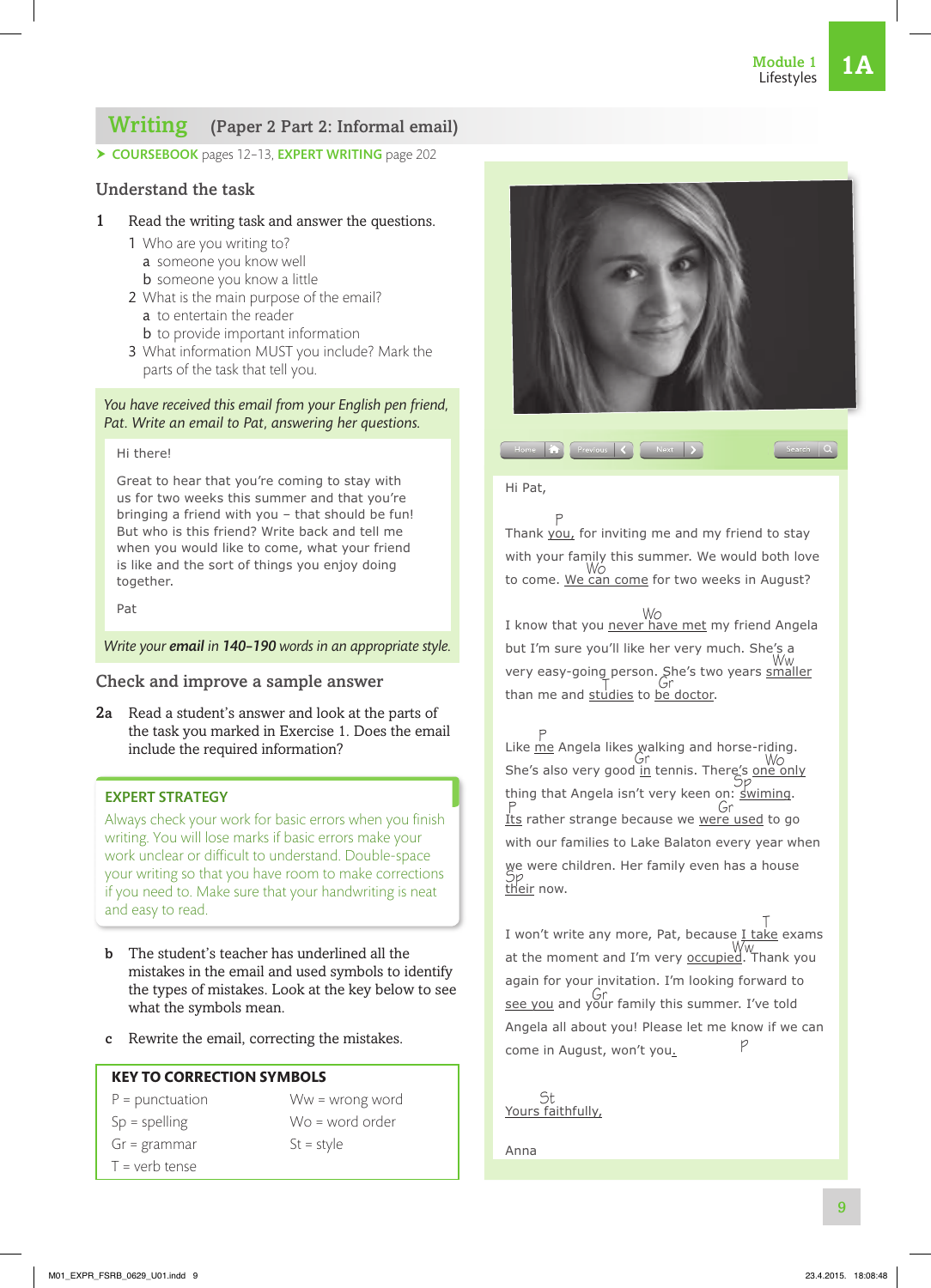# Writing (Paper 2 Part 2: Informal email)

➤ **COURSEBOOK** pages 12–13, **EXPERT WRITING** page 202

## Understand the task

**1** Read the writing task and answer the questions.

1. Who are you writing to?
   - a someone you know well
   - b someone you know a little
2. What is the main purpose of the email?
   - a to entertain the reader
   - b to provide important information
3. What information MUST you include? Mark the parts of the task that tell you.

*You have received this email from your English pen friend, Pat. Write an email to Pat, answering her questions.*

> Hi there!
>
> Great to hear that you're coming to stay with us for two weeks this summer and that you're bringing a friend with you – that should be fun! But who is this friend? Write back and tell me when you would like to come, what your friend is like and the sort of things you enjoy doing together.
>
> Pat

*Write your **email** in **140–190** words in an appropriate style.*

## Check and improve a sample answer

**2a** Read a student's answer and look at the parts of the task you marked in Exercise 1. Does the email include the required information?

**EXPERT STRATEGY**

Always check your work for basic errors when you finish writing. You will lose marks if basic errors make your work unclear or difficult to understand. Double-space your writing so that you have room to make corrections if you need to. Make sure that your handwriting is neat and easy to read.

**b** The student's teacher has underlined all the mistakes in the email and used symbols to identify the types of mistakes. Look at the key below to see what the symbols mean.

**c** Rewrite the email, correcting the mistakes.

**KEY TO CORRECTION SYMBOLS**

| | |
|---|---|
| P = punctuation | Ww = wrong word |
| Sp = spelling | Wo = word order |
| Gr = grammar | St = style |
| T = verb tense | |

Home | Previous | Next | Search

Hi Pat,

Thank <u>you,</u> [P] for inviting me and my friend to stay with your family this summer. We would both love to come. <u>We can come</u> [Wo] for two weeks in August?

I know that you <u>never have met</u> [Wo] my friend Angela but I'm sure you'll like her very much. She's a very easy-going person. She's two years <u>smaller</u> [Ww] than me and <u>studies</u> [T] to <u>be doctor</u> [Gr].

Like <u>me</u> [P] Angela likes walking and horse-riding. She's also very good <u>in</u> [Gr] tennis. There's <u>one only</u> [Wo] thing that Angela isn't very keen on: <u>swiming</u> [Sp]. <u>Its</u> [P] rather strange because we <u>were used</u> [Gr] to go with our families to Lake Balaton every year when we were children. Her family even has a house <u>their</u> [Sp] now.

I won't write any more, Pat, because <u>I take</u> [T] exams at the moment and I'm very <u>occupied</u> [Ww]. Thank you again for your invitation. I'm looking forward to <u>see you</u> [Gr] and your family this summer. I've told Angela all about you! Please let me know if we can come in August, won't <u>you.</u> [P]

<u>Yours faithfully,</u> [St]

Anna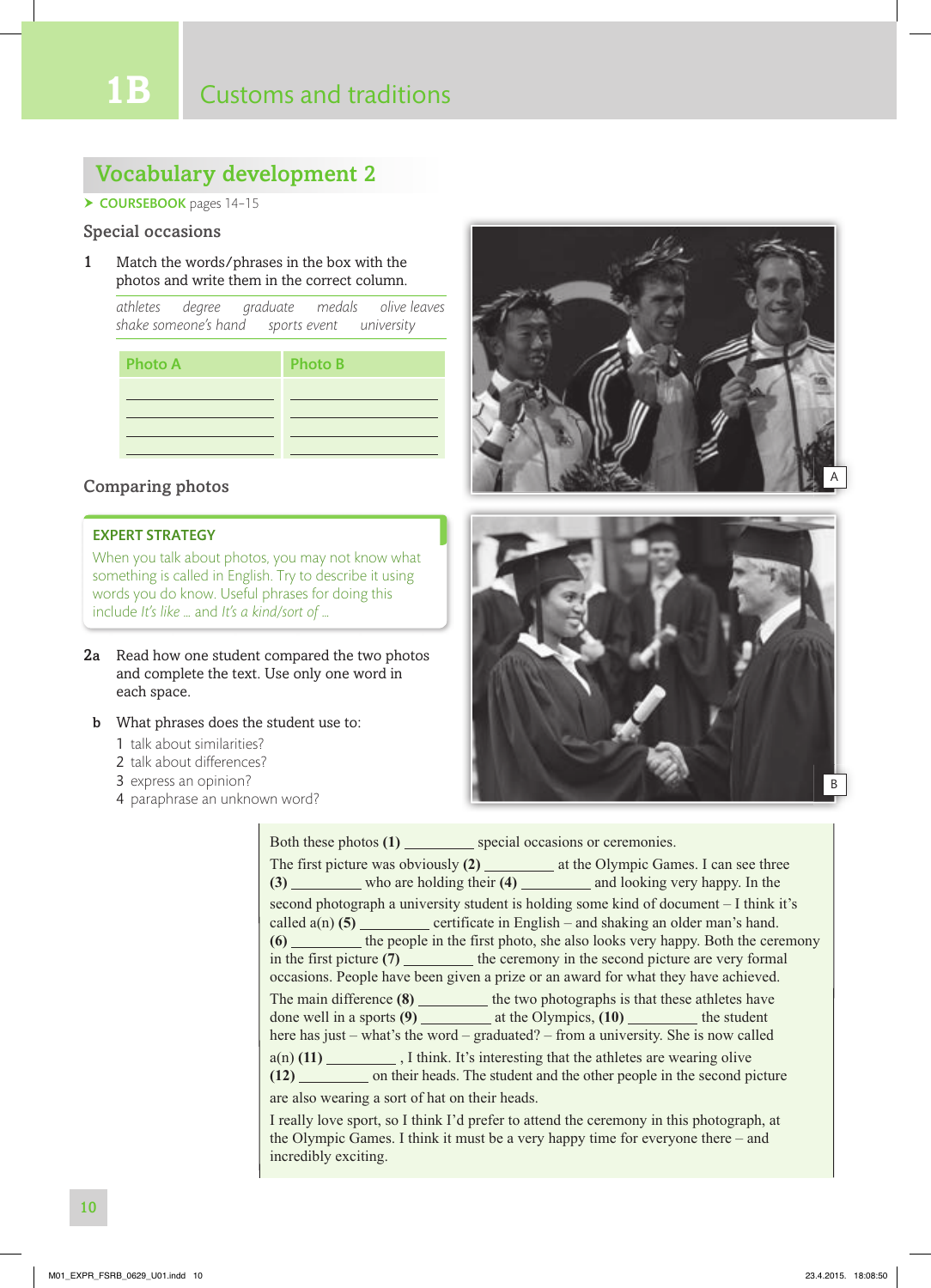# 1B Customs and traditions

## Vocabulary development 2

➤ **COURSEBOOK** pages 14–15

### Special occasions

**1** Match the words/phrases in the box with the photos and write them in the correct column.

*athletes   degree   graduate   medals   olive leaves*
*shake someone's hand   sports event   university*

| Photo A | Photo B |
|---|---|
| ________ | ________ |
| ________ | ________ |
| ________ | ________ |
| ________ | ________ |

### Comparing photos

**EXPERT STRATEGY**

When you talk about photos, you may not know what something is called in English. Try to describe it using words you do know. Useful phrases for doing this include *It's like …* and *It's a kind/sort of …*

**2a** Read how one student compared the two photos and complete the text. Use only one word in each space.

**b** What phrases does the student use to:

1. talk about similarities?
2. talk about differences?
3. express an opinion?
4. paraphrase an unknown word?

A

B

Both these photos **(1)** _________ special occasions or ceremonies.

The first picture was obviously **(2)** _________ at the Olympic Games. I can see three **(3)** _________ who are holding their **(4)** _________ and looking very happy. In the second photograph a university student is holding some kind of document – I think it's called a(n) **(5)** _________ certificate in English – and shaking an older man's hand. **(6)** _________ the people in the first photo, she also looks very happy. Both the ceremony in the first picture **(7)** _________ the ceremony in the second picture are very formal occasions. People have been given a prize or an award for what they have achieved.

The main difference **(8)** _________ the two photographs is that these athletes have done well in a sports **(9)** _________ at the Olympics, **(10)** _________ the student here has just – what's the word – graduated? – from a university. She is now called a(n) **(11)** _________ , I think. It's interesting that the athletes are wearing olive **(12)** _________ on their heads. The student and the other people in the second picture are also wearing a sort of hat on their heads.

I really love sport, so I think I'd prefer to attend the ceremony in this photograph, at the Olympic Games. I think it must be a very happy time for everyone there – and incredibly exciting.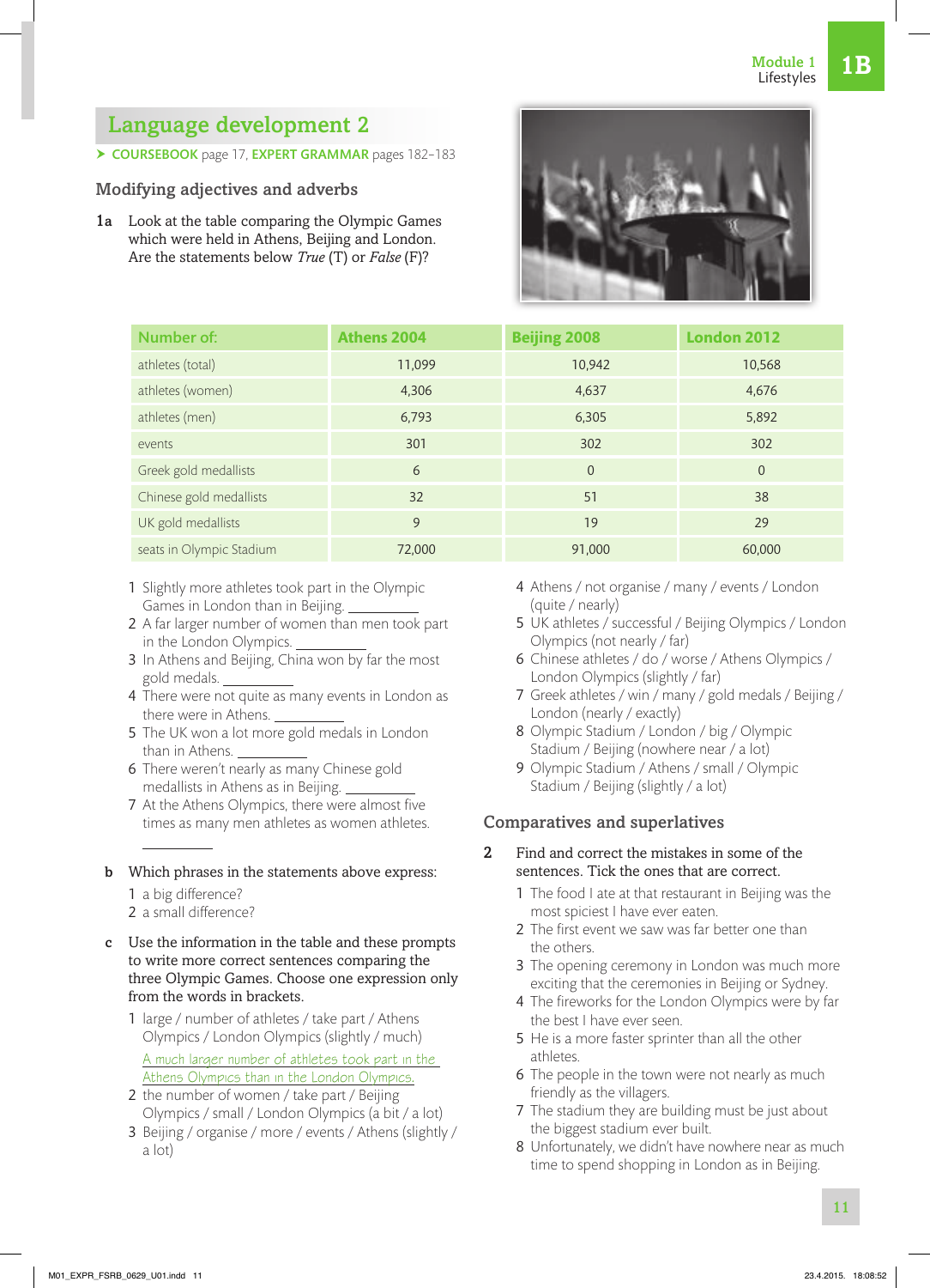## Language development 2

➤ **COURSEBOOK** page 17, **EXPERT GRAMMAR** pages 182–183

### Modifying adjectives and adverbs

**1a** Look at the table comparing the Olympic Games which were held in Athens, Beijing and London. Are the statements below *True* (T) or *False* (F)?

| Number of: | Athens 2004 | Beijing 2008 | London 2012 |
|---|---|---|---|
| athletes (total) | 11,099 | 10,942 | 10,568 |
| athletes (women) | 4,306 | 4,637 | 4,676 |
| athletes (men) | 6,793 | 6,305 | 5,892 |
| events | 301 | 302 | 302 |
| Greek gold medallists | 6 | 0 | 0 |
| Chinese gold medallists | 32 | 51 | 38 |
| UK gold medallists | 9 | 19 | 29 |
| seats in Olympic Stadium | 72,000 | 91,000 | 60,000 |

1. Slightly more athletes took part in the Olympic Games in London than in Beijing. ________
2. A far larger number of women than men took part in the London Olympics. ________
3. In Athens and Beijing, China won by far the most gold medals. ________
4. There were not quite as many events in London as there were in Athens. ________
5. The UK won a lot more gold medals in London than in Athens. ________
6. There weren't nearly as many Chinese gold medallists in Athens as in Beijing. ________
7. At the Athens Olympics, there were almost five times as many men athletes as women athletes. ________

**b** Which phrases in the statements above express:

1. a big difference?
2. a small difference?

**c** Use the information in the table and these prompts to write more correct sentences comparing the three Olympic Games. Choose one expression only from the words in brackets.

1. large / number of athletes / take part / Athens Olympics / London Olympics (slightly / much)
   A much larger number of athletes took part in the Athens Olympics than in the London Olympics.
2. the number of women / take part / Beijing Olympics / small / London Olympics (a bit / a lot)
3. Beijing / organise / more / events / Athens (slightly / a lot)
4. Athens / not organise / many / events / London (quite / nearly)
5. UK athletes / successful / Beijing Olympics / London Olympics (not nearly / far)
6. Chinese athletes / do / worse / Athens Olympics / London Olympics (slightly / far)
7. Greek athletes / win / many / gold medals / Beijing / London (nearly / exactly)
8. Olympic Stadium / London / big / Olympic Stadium / Beijing (nowhere near / a lot)
9. Olympic Stadium / Athens / small / Olympic Stadium / Beijing (slightly / a lot)

### Comparatives and superlatives

**2** Find and correct the mistakes in some of the sentences. Tick the ones that are correct.

1. The food I ate at that restaurant in Beijing was the most spiciest I have ever eaten.
2. The first event we saw was far better one than the others.
3. The opening ceremony in London was much more exciting that the ceremonies in Beijing or Sydney.
4. The fireworks for the London Olympics were by far the best I have ever seen.
5. He is a more faster sprinter than all the other athletes.
6. The people in the town were not nearly as much friendly as the villagers.
7. The stadium they are building must be just about the biggest stadium ever built.
8. Unfortunately, we didn't have nowhere near as much time to spend shopping in London as in Beijing.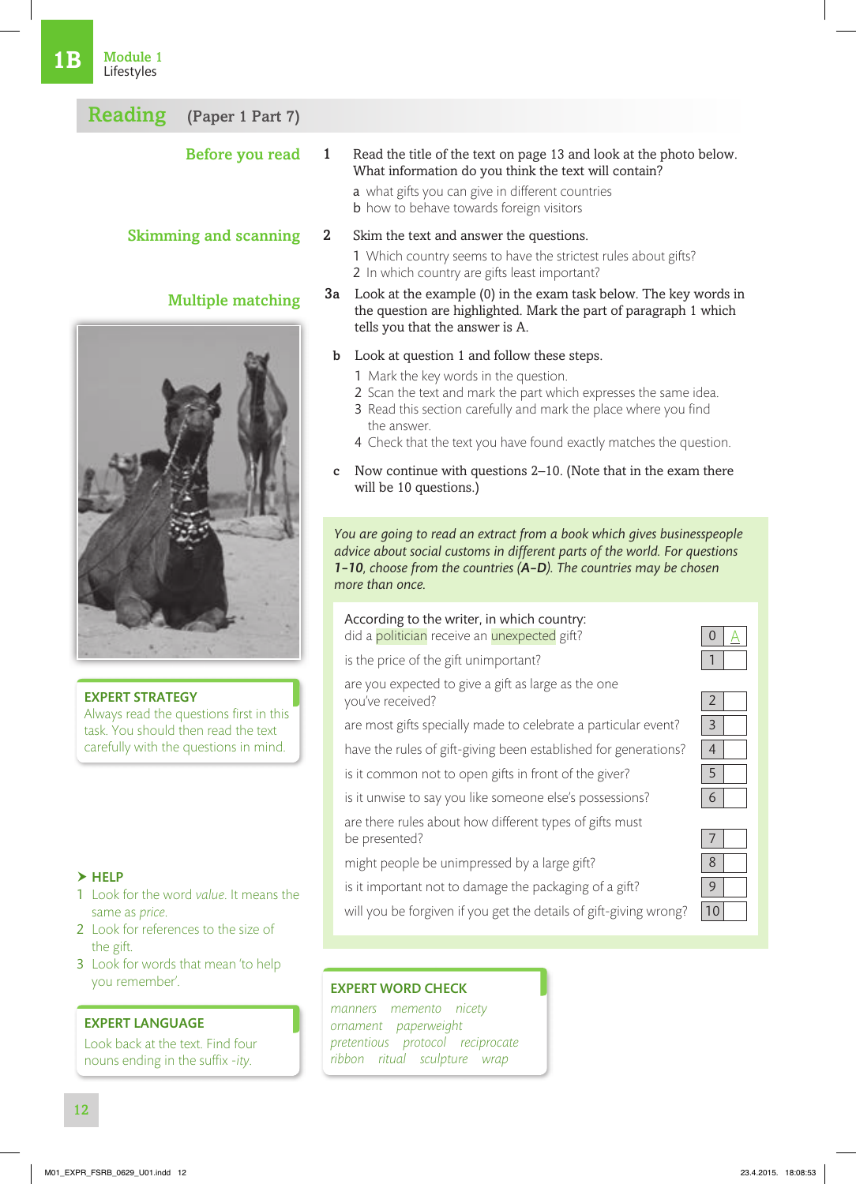1B Module 1 Lifestyles

## Reading (Paper 1 Part 7)

### Before you read

**1** Read the title of the text on page 13 and look at the photo below. What information do you think the text will contain?

a what gifts you can give in different countries
b how to behave towards foreign visitors

### Skimming and scanning

**2** Skim the text and answer the questions.

1 Which country seems to have the strictest rules about gifts?
2 In which country are gifts least important?

### Multiple matching

**3a** Look at the example (0) in the exam task below. The key words in the question are highlighted. Mark the part of paragraph 1 which tells you that the answer is A.

**b** Look at question 1 and follow these steps.

1 Mark the key words in the question.
2 Scan the text and mark the part which expresses the same idea.
3 Read this section carefully and mark the place where you find the answer.
4 Check that the text you have found exactly matches the question.

**c** Now continue with questions 2–10. (Note that in the exam there will be 10 questions.)

**EXPERT STRATEGY**
Always read the questions first in this task. You should then read the text carefully with the questions in mind.

*You are going to read an extract from a book which gives businesspeople advice about social customs in different parts of the world. For questions* ***1–10****, choose from the countries (****A–D****). The countries may be chosen more than once.*

According to the writer, in which country:

| Question | No. | Answer |
|---|---|---|
| did a politician receive an unexpected gift? | 0 | A |
| is the price of the gift unimportant? | 1 | |
| are you expected to give a gift as large as the one you've received? | 2 | |
| are most gifts specially made to celebrate a particular event? | 3 | |
| have the rules of gift-giving been established for generations? | 4 | |
| is it common not to open gifts in front of the giver? | 5 | |
| is it unwise to say you like someone else's possessions? | 6 | |
| are there rules about how different types of gifts must be presented? | 7 | |
| might people be unimpressed by a large gift? | 8 | |
| is it important not to damage the packaging of a gift? | 9 | |
| will you be forgiven if you get the details of gift-giving wrong? | 10 | |

**➤ HELP**

1 Look for the word *value*. It means the same as *price*.
2 Look for references to the size of the gift.
3 Look for words that mean 'to help you remember'.

**EXPERT LANGUAGE**
Look back at the text. Find four nouns ending in the suffix *-ity*.

**EXPERT WORD CHECK**
*manners memento nicety ornament paperweight pretentious protocol reciprocate ribbon ritual sculpture wrap*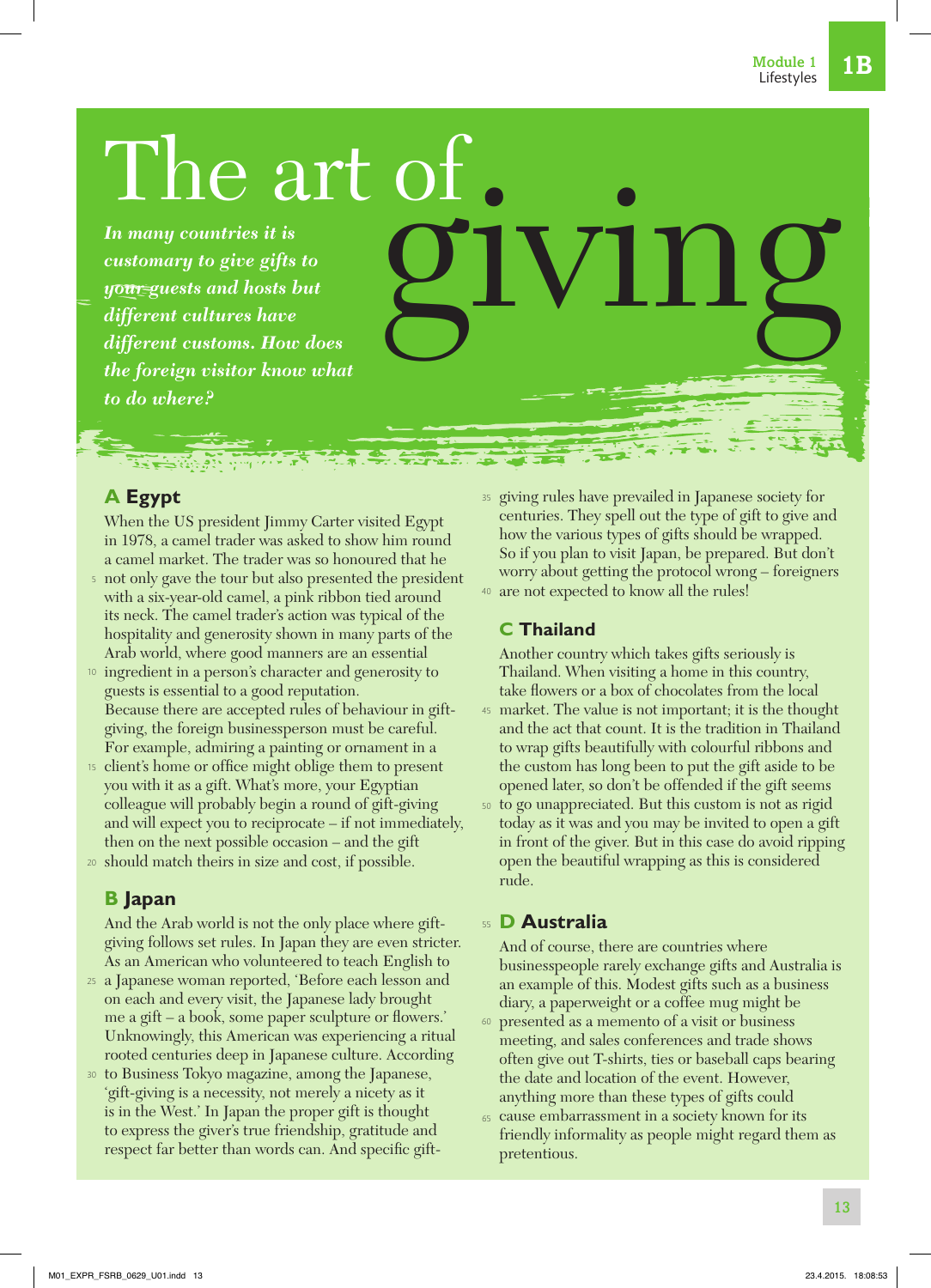# The art of giving

*In many countries it is customary to give gifts to your guests and hosts but different cultures have different customs. How does the foreign visitor know what to do where?*

## A Egypt

When the US president Jimmy Carter visited Egypt in 1978, a camel trader was asked to show him round a camel market. The trader was so honoured that he not only gave the tour but also presented the president with a six-year-old camel, a pink ribbon tied around its neck. The camel trader's action was typical of the hospitality and generosity shown in many parts of the Arab world, where good manners are an essential ingredient in a person's character and generosity to guests is essential to a good reputation.

Because there are accepted rules of behaviour in gift-giving, the foreign businessperson must be careful. For example, admiring a painting or ornament in a client's home or office might oblige them to present you with it as a gift. What's more, your Egyptian colleague will probably begin a round of gift-giving and will expect you to reciprocate – if not immediately, then on the next possible occasion – and the gift should match theirs in size and cost, if possible.

## B Japan

And the Arab world is not the only place where gift-giving follows set rules. In Japan they are even stricter. As an American who volunteered to teach English to a Japanese woman reported, 'Before each lesson and on each and every visit, the Japanese lady brought me a gift – a book, some paper sculpture or flowers.' Unknowingly, this American was experiencing a ritual rooted centuries deep in Japanese culture. According to Business Tokyo magazine, among the Japanese, 'gift-giving is a necessity, not merely a nicety as it is in the West.' In Japan the proper gift is thought to express the giver's true friendship, gratitude and respect far better than words can. And specific gift-giving rules have prevailed in Japanese society for centuries. They spell out the type of gift to give and how the various types of gifts should be wrapped. So if you plan to visit Japan, be prepared. But don't worry about getting the protocol wrong – foreigners are not expected to know all the rules!

## C Thailand

Another country which takes gifts seriously is Thailand. When visiting a home in this country, take flowers or a box of chocolates from the local market. The value is not important; it is the thought and the act that count. It is the tradition in Thailand to wrap gifts beautifully with colourful ribbons and the custom has long been to put the gift aside to be opened later, so don't be offended if the gift seems to go unappreciated. But this custom is not as rigid today as it was and you may be invited to open a gift in front of the giver. But in this case do avoid ripping open the beautiful wrapping as this is considered rude.

## D Australia

And of course, there are countries where businesspeople rarely exchange gifts and Australia is an example of this. Modest gifts such as a business diary, a paperweight or a coffee mug might be presented as a memento of a visit or business meeting, and sales conferences and trade shows often give out T-shirts, ties or baseball caps bearing the date and location of the event. However, anything more than these types of gifts could cause embarrassment in a society known for its friendly informality as people might regard them as pretentious.